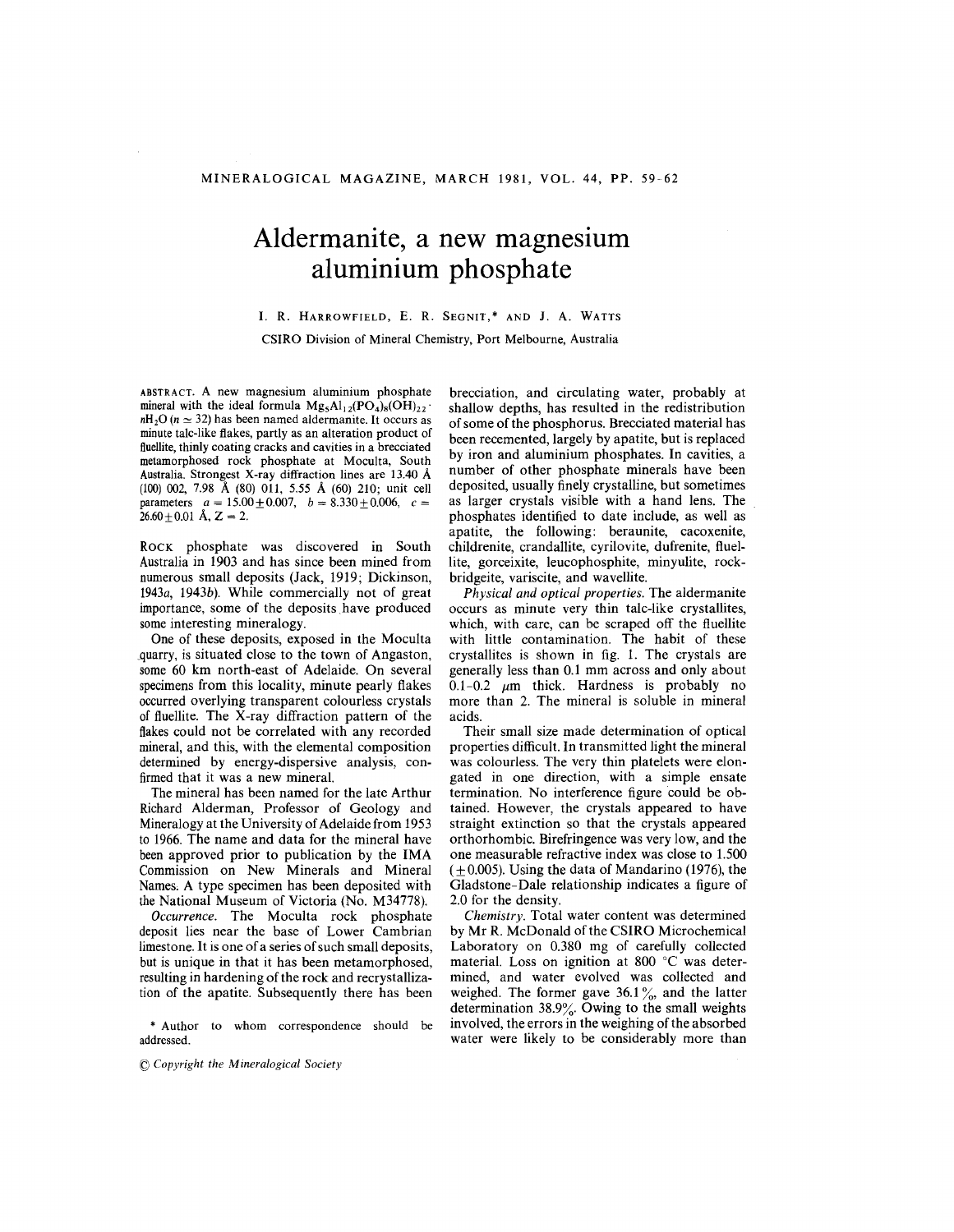# Aldermanite, a new magnesium aluminium phosphate

I. R. Harrowfield, E. R. Segnit,* and J. A. Watts

CSIRO Division of Mineral Chemistry, Port Melbourne, Australia

ABSTRACT. A new magnesium aluminium phosphate mineral with the ideal formula $Mg_5Al_{12}(PO_4)_8(OH)_{22} \cdot nH_2O$ ($n \simeq 32$) has been named aldermanite. It occurs as minute talc-like flakes, partly as an alteration product of fluellite, thinly coating cracks and cavities in a brecciated metamorphosed rock phosphate at Moculta, South Australia. Strongest X-ray diffraction lines are 13.40 Å (100) 002, 7.98 Å (80) 011, 5.55 Å (60) 210; unit cell parameters $a = 15.00 \pm 0.007$, $b = 8.330 \pm 0.006$, $c = 26.60 \pm 0.01$ Å, $Z = 2$.

Rock phosphate was discovered in South Australia in 1903 and has since been mined from numerous small deposits (Jack, 1919; Dickinson, 1943*a*, 1943*b*). While commercially not of great importance, some of the deposits have produced some interesting mineralogy.

One of these deposits, exposed in the Moculta quarry, is situated close to the town of Angaston, some 60 km north-east of Adelaide. On several specimens from this locality, minute pearly flakes occurred overlying transparent colourless crystals of fluellite. The X-ray diffraction pattern of the flakes could not be correlated with any recorded mineral, and this, with the elemental composition determined by energy-dispersive analysis, confirmed that it was a new mineral.

The mineral has been named for the late Arthur Richard Alderman, Professor of Geology and Mineralogy at the University of Adelaide from 1953 to 1966. The name and data for the mineral have been approved prior to publication by the IMA Commission on New Minerals and Mineral Names. A type specimen has been deposited with the National Museum of Victoria (No. M34778).

*Occurrence.* The Moculta rock phosphate deposit lies near the base of Lower Cambrian limestone. It is one of a series of such small deposits, but is unique in that it has been metamorphosed, resulting in hardening of the rock and recrystallization of the apatite. Subsequently there has been brecciation, and circulating water, probably at shallow depths, has resulted in the redistribution of some of the phosphorus. Brecciated material has been recemented, largely by apatite, but is replaced by iron and aluminium phosphates. In cavities, a number of other phosphate minerals have been deposited, usually finely crystalline, but sometimes as larger crystals visible with a hand lens. The phosphates identified to date include, as well as apatite, the following: beraunite, cacoxenite, childrenite, crandallite, cyrilovite, dufrenite, fluellite, gorceixite, leucophosphite, minyulite, rockbridgeite, variscite, and wavellite.

*Physical and optical properties.* The aldermanite occurs as minute very thin talc-like crystallites, which, with care, can be scraped off the fluellite with little contamination. The habit of these crystallites is shown in fig. 1. The crystals are generally less than 0.1 mm across and only about 0.1–0.2 μm thick. Hardness is probably no more than 2. The mineral is soluble in mineral acids.

Their small size made determination of optical properties difficult. In transmitted light the mineral was colourless. The very thin platelets were elongated in one direction, with a simple ensate termination. No interference figure could be obtained. However, the crystals appeared to have straight extinction so that the crystals appeared orthorhombic. Birefringence was very low, and the one measurable refractive index was close to 1.500 (±0.005). Using the data of Mandarino (1976), the Gladstone–Dale relationship indicates a figure of 2.0 for the density.

*Chemistry.* Total water content was determined by Mr R. McDonald of the CSIRO Microchemical Laboratory on 0.380 mg of carefully collected material. Loss on ignition at 800 °C was determined, and water evolved was collected and weighed. The former gave 36.1%, and the latter determination 38.9%. Owing to the small weights involved, the errors in the weighing of the absorbed water were likely to be considerably more than

\* Author to whom correspondence should be addressed.

© Copyright the Mineralogical Society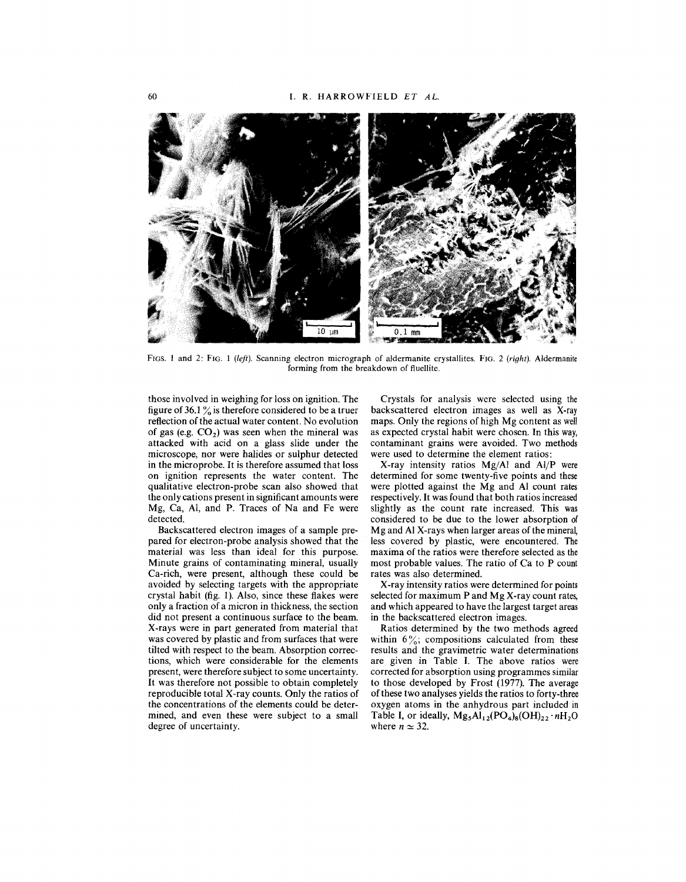FIGS. 1 and 2: FIG. 1 (*left*). Scanning electron micrograph of aldermanite crystallites. FIG. 2 (*right*). Aldermanite forming from the breakdown of fluellite.

those involved in weighing for loss on ignition. The figure of 36.1 % is therefore considered to be a truer reflection of the actual water content. No evolution of gas (e.g. $CO_2$) was seen when the mineral was attacked with acid on a glass slide under the microscope, nor were halides or sulphur detected in the microprobe. It is therefore assumed that loss on ignition represents the water content. The qualitative electron-probe scan also showed that the only cations present in significant amounts were Mg, Ca, Al, and P. Traces of Na and Fe were detected.

Backscattered electron images of a sample prepared for electron-probe analysis showed that the material was less than ideal for this purpose. Minute grains of contaminating mineral, usually Ca-rich, were present, although these could be avoided by selecting targets with the appropriate crystal habit (fig. 1). Also, since these flakes were only a fraction of a micron in thickness, the section did not present a continuous surface to the beam. X-rays were in part generated from material that was covered by plastic and from surfaces that were tilted with respect to the beam. Absorption corrections, which were considerable for the elements present, were therefore subject to some uncertainty. It was therefore not possible to obtain completely reproducible total X-ray counts. Only the ratios of the concentrations of the elements could be determined, and even these were subject to a small degree of uncertainty.

Crystals for analysis were selected using the backscattered electron images as well as X-ray maps. Only the regions of high Mg content as well as expected crystal habit were chosen. In this way, contaminant grains were avoided. Two methods were used to determine the element ratios:

X-ray intensity ratios Mg/Al and Al/P were determined for some twenty-five points and these were plotted against the Mg and Al count rates respectively. It was found that both ratios increased slightly as the count rate increased. This was considered to be due to the lower absorption of Mg and Al X-rays when larger areas of the mineral, less covered by plastic, were encountered. The maxima of the ratios were therefore selected as the most probable values. The ratio of Ca to P count rates was also determined.

X-ray intensity ratios were determined for points selected for maximum P and Mg X-ray count rates, and which appeared to have the largest target areas in the backscattered electron images.

Ratios determined by the two methods agreed within 6 %; compositions calculated from these results and the gravimetric water determinations are given in Table I. The above ratios were corrected for absorption using programmes similar to those developed by Frost (1977). The average of these two analyses yields the ratios to forty-three oxygen atoms in the anhydrous part included in Table I, or ideally, $Mg_5Al_{12}(PO_4)_8(OH)_{22} \cdot nH_2O$ where $n \simeq 32$.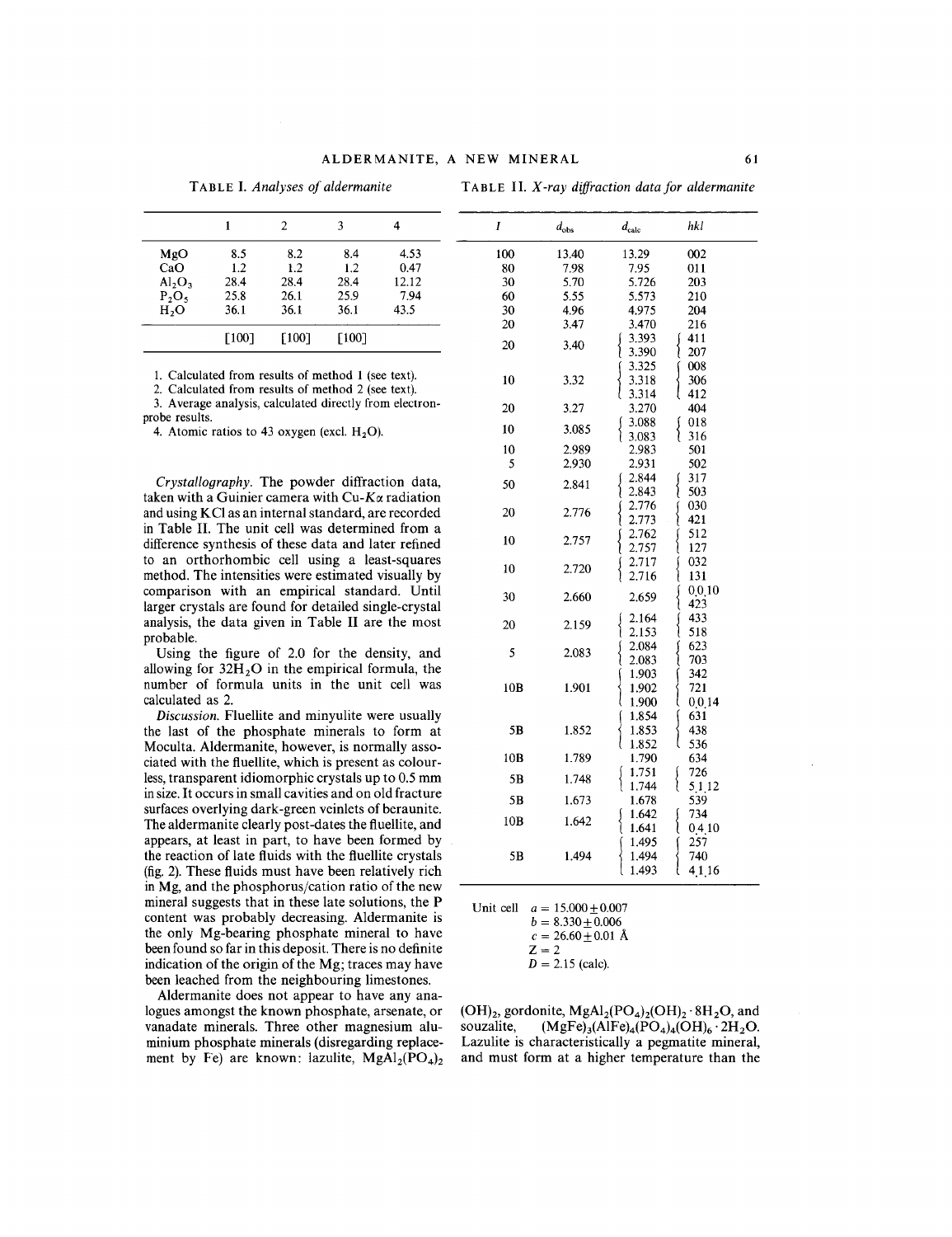TABLE I. *Analyses of aldermanite*

| | 1 | 2 | 3 | 4 |
|---|---|---|---|---|
| MgO | 8.5 | 8.2 | 8.4 | 4.53 |
| CaO | 1.2 | 1.2 | 1.2 | 0.47 |
| $Al_2O_3$ | 28.4 | 28.4 | 28.4 | 12.12 |
| $P_2O_5$ | 25.8 | 26.1 | 25.9 | 7.94 |
| $H_2O$ | 36.1 | 36.1 | 36.1 | 43.5 |
| | [100] | [100] | [100] | |

1. Calculated from results of method 1 (see text).
2. Calculated from results of method 2 (see text).
3. Average analysis, calculated directly from electron-probe results.
4. Atomic ratios to 43 oxygen (excl. $H_2O$).

*Crystallography.* The powder diffraction data, taken with a Guinier camera with Cu-$K\alpha$ radiation and using KCl as an internal standard, are recorded in Table II. The unit cell was determined from a difference synthesis of these data and later refined to an orthorhombic cell using a least-squares method. The intensities were estimated visually by comparison with an empirical standard. Until larger crystals are found for detailed single-crystal analysis, the data given in Table II are the most probable.

Using the figure of 2.0 for the density, and allowing for $32H_2O$ in the empirical formula, the number of formula units in the unit cell was calculated as 2.

*Discussion.* Fluellite and minyulite were usually the last of the phosphate minerals to form at Moculta. Aldermanite, however, is normally associated with the fluellite, which is present as colourless, transparent idiomorphic crystals up to 0.5 mm in size. It occurs in small cavities and on old fracture surfaces overlying dark-green veinlets of beraunite. The aldermanite clearly post-dates the fluellite, and appears, at least in part, to have been formed by the reaction of late fluids with the fluellite crystals (fig. 2). These fluids must have been relatively rich in Mg, and the phosphorus/cation ratio of the new mineral suggests that in these late solutions, the P content was probably decreasing. Aldermanite is the only Mg-bearing phosphate mineral to have been found so far in this deposit. There is no definite indication of the origin of the Mg; traces may have been leached from the neighbouring limestones.

Aldermanite does not appear to have any analogues amongst the known phosphate, arsenate, or vanadate minerals. Three other magnesium aluminium phosphate minerals (disregarding replacement by Fe) are known: lazulite, $MgAl_2(PO_4)_2(OH)_2$, gordonite, $MgAl_2(PO_4)_2(OH)_2 \cdot 8H_2O$, and souzalite, $(MgFe)_3(AlFe)_4(PO_4)_4(OH)_6 \cdot 2H_2O$. Lazulite is characteristically a pegmatite mineral, and must form at a higher temperature than the

TABLE II. *X-ray diffraction data for aldermanite*

| $I$ | $d_{obs}$ | $d_{calc}$ | $hkl$ |
|---|---|---|---|
| 100 | 13.40 | 13.29 | 002 |
| 80 | 7.98 | 7.95 | 011 |
| 30 | 5.70 | 5.726 | 203 |
| 60 | 5.55 | 5.573 | 210 |
| 30 | 4.96 | 4.975 | 204 |
| 20 | 3.47 | 3.470 | 216 |
| 20 | 3.40 | 3.393 / 3.390 | 411 / 207 |
| 10 | 3.32 | 3.325 / 3.318 / 3.314 | 008 / 306 / 412 |
| 20 | 3.27 | 3.270 | 404 |
| 10 | 3.085 | 3.088 / 3.083 | 018 / 316 |
| 10 | 2.989 | 2.983 | 501 |
| 5 | 2.930 | 2.931 | 502 |
| 50 | 2.841 | 2.844 / 2.843 | 317 / 503 |
| 20 | 2.776 | 2.776 / 2.773 | 030 / 421 |
| 10 | 2.757 | 2.762 / 2.757 | 512 / 127 |
| 10 | 2.720 | 2.717 / 2.716 | 032 / 131 |
| 30 | 2.660 | 2.659 | 0.0.10 / 423 |
| 20 | 2.159 | 2.164 / 2.153 | 433 / 518 |
| 5 | 2.083 | 2.084 / 2.083 | 623 / 703 |
| 10B | 1.901 | 1.903 / 1.902 / 1.900 | 342 / 721 / 0.0.14 |
| 5B | 1.852 | 1.854 / 1.853 / 1.852 | 631 / 438 / 536 |
| 10B | 1.789 | 1.790 | 634 |
| 5B | 1.748 | 1.751 / 1.744 | 726 / 5.1.12 |
| 5B | 1.673 | 1.678 | 539 |
| 10B | 1.642 | 1.642 / 1.641 | 734 / 0.4.10 |
| 5B | 1.494 | 1.495 / 1.494 / 1.493 | 257 / 740 / 4.1.16 |

Unit cell $a = 15.000 \pm 0.007$
$b = 8.330 \pm 0.006$
$c = 26.60 \pm 0.01$ Å
$Z = 2$
$D = 2.15$ (calc).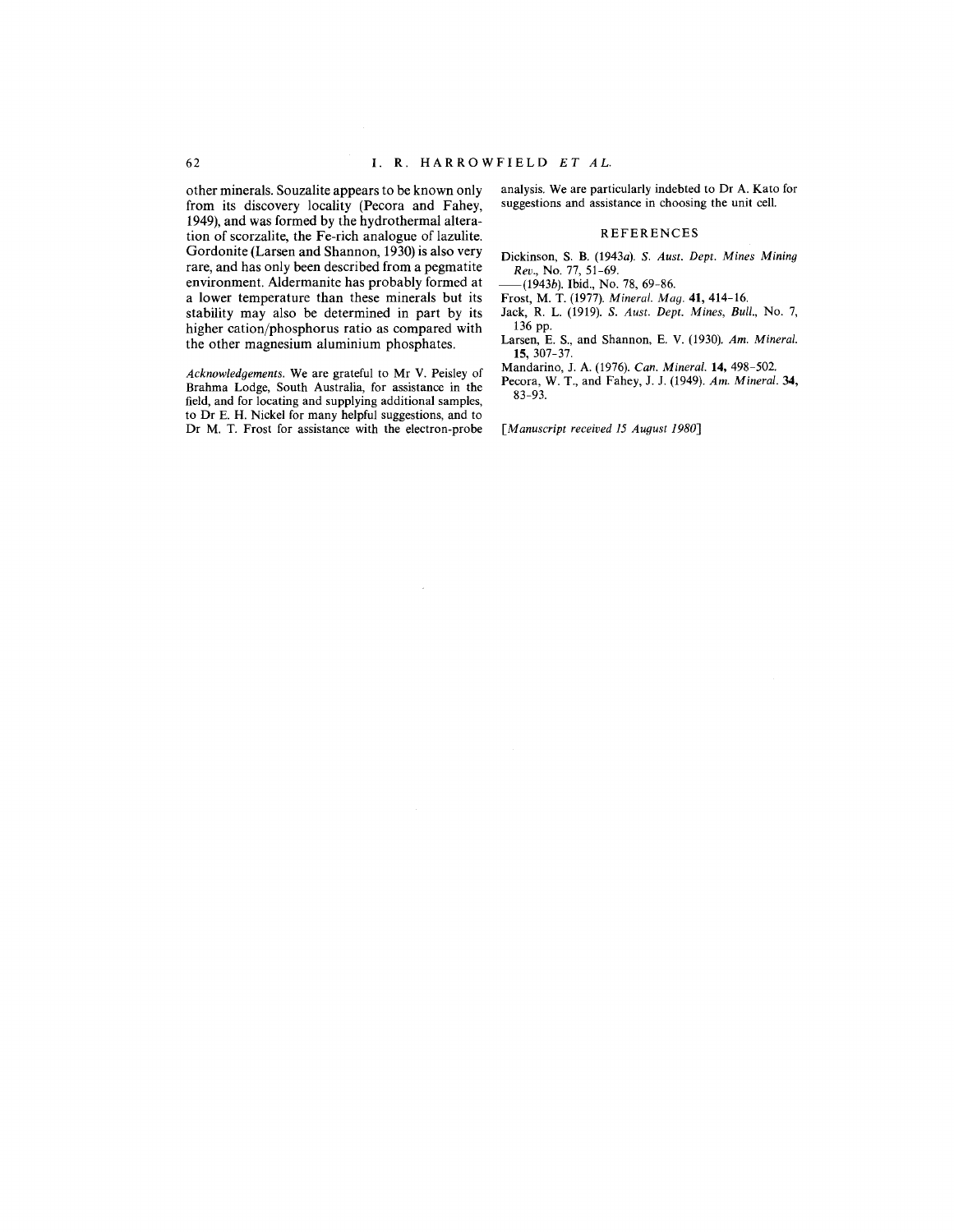other minerals. Souzalite appears to be known only from its discovery locality (Pecora and Fahey, 1949), and was formed by the hydrothermal alteration of scorzalite, the Fe-rich analogue of lazulite. Gordonite (Larsen and Shannon, 1930) is also very rare, and has only been described from a pegmatite environment. Aldermanite has probably formed at a lower temperature than these minerals but its stability may also be determined in part by its higher cation/phosphorus ratio as compared with the other magnesium aluminium phosphates.

*Acknowledgements.* We are grateful to Mr V. Peisley of Brahma Lodge, South Australia, for assistance in the field, and for locating and supplying additional samples, to Dr E. H. Nickel for many helpful suggestions, and to Dr M. T. Frost for assistance with the electron-probe analysis. We are particularly indebted to Dr A. Kato for suggestions and assistance in choosing the unit cell.

## REFERENCES

Dickinson, S. B. (1943*a*). *S. Aust. Dept. Mines Mining Rev.*, No. 77, 51–69.

——(1943*b*). Ibid., No. 78, 69–86.

Frost, M. T. (1977). *Mineral. Mag.* **41**, 414–16.

Jack, R. L. (1919). *S. Aust. Dept. Mines, Bull.*, No. 7, 136 pp.

Larsen, E. S., and Shannon, E. V. (1930). *Am. Mineral.* **15**, 307–37.

Mandarino, J. A. (1976). *Can. Mineral.* **14**, 498–502.

Pecora, W. T., and Fahey, J. J. (1949). *Am. Mineral.* **34**, 83–93.

[*Manuscript received 15 August 1980*]